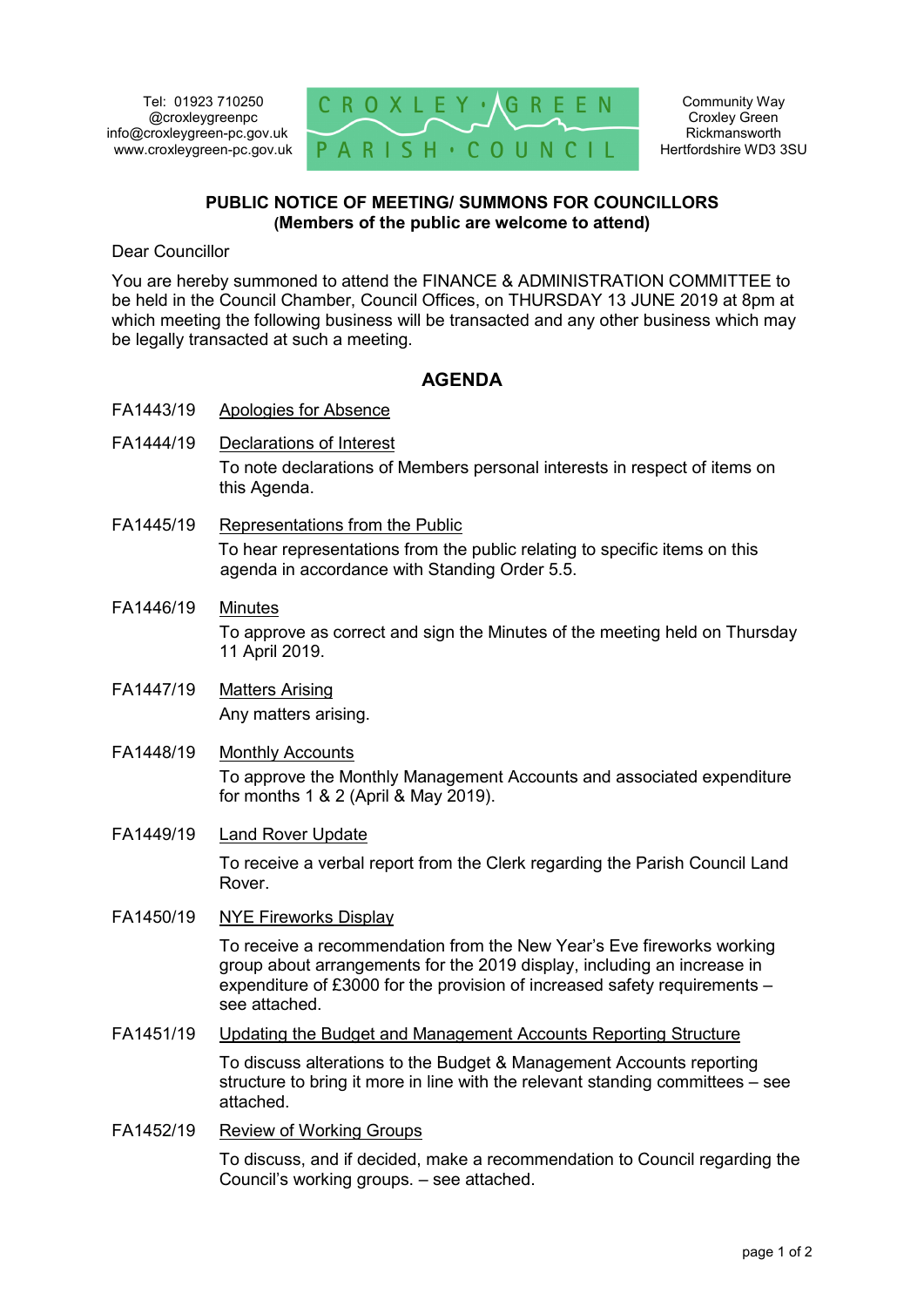Tel: 01923 710250
@croxleygreenpc
info@croxleygreen-pc.gov.uk
www.croxleygreen-pc.gov.uk

CROXLEY GREEN PARISH COUNCIL

Community Way
Croxley Green
Rickmansworth
Hertfordshire WD3 3SU

**PUBLIC NOTICE OF MEETING/ SUMMONS FOR COUNCILLORS**
**(Members of the public are welcome to attend)**

Dear Councillor

You are hereby summoned to attend the FINANCE & ADMINISTRATION COMMITTEE to be held in the Council Chamber, Council Offices, on THURSDAY 13 JUNE 2019 at 8pm at which meeting the following business will be transacted and any other business which may be legally transacted at such a meeting.

## AGENDA

**FA1443/19** Apologies for Absence

**FA1444/19** Declarations of Interest

To note declarations of Members personal interests in respect of items on this Agenda.

**FA1445/19** Representations from the Public

To hear representations from the public relating to specific items on this agenda in accordance with Standing Order 5.5.

**FA1446/19** Minutes

To approve as correct and sign the Minutes of the meeting held on Thursday 11 April 2019.

**FA1447/19** Matters Arising

Any matters arising.

**FA1448/19** Monthly Accounts

To approve the Monthly Management Accounts and associated expenditure for months 1 & 2 (April & May 2019).

**FA1449/19** Land Rover Update

To receive a verbal report from the Clerk regarding the Parish Council Land Rover.

**FA1450/19** NYE Fireworks Display

To receive a recommendation from the New Year's Eve fireworks working group about arrangements for the 2019 display, including an increase in expenditure of £3000 for the provision of increased safety requirements – see attached.

**FA1451/19** Updating the Budget and Management Accounts Reporting Structure

To discuss alterations to the Budget & Management Accounts reporting structure to bring it more in line with the relevant standing committees – see attached.

**FA1452/19** Review of Working Groups

To discuss, and if decided, make a recommendation to Council regarding the Council's working groups. – see attached.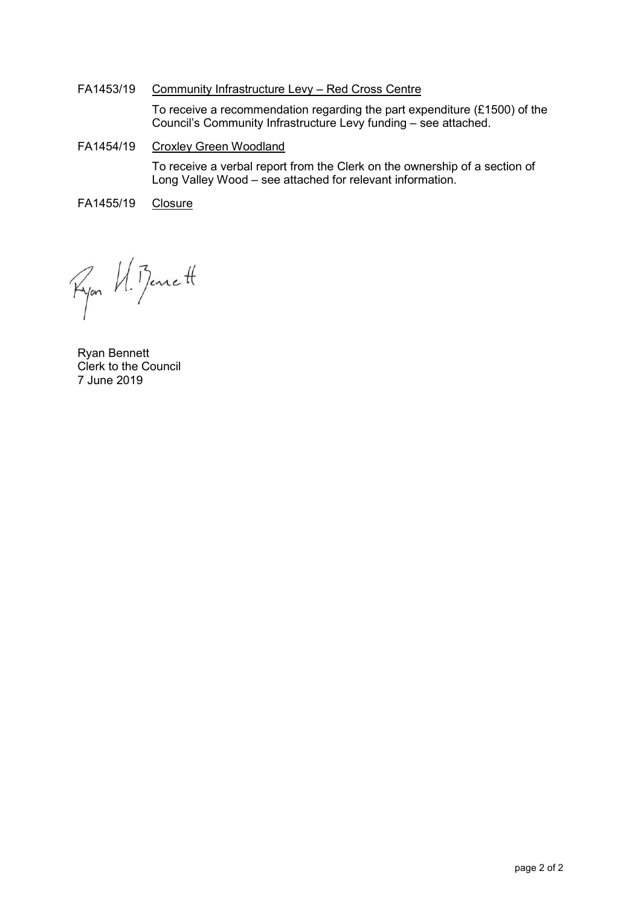FA1453/19 Community Infrastructure Levy – Red Cross Centre

To receive a recommendation regarding the part expenditure (£1500) of the Council's Community Infrastructure Levy funding – see attached.

FA1454/19 Croxley Green Woodland

To receive a verbal report from the Clerk on the ownership of a section of Long Valley Wood – see attached for relevant information.

FA1455/19 Closure

Ryan Bennett
Clerk to the Council
7 June 2019